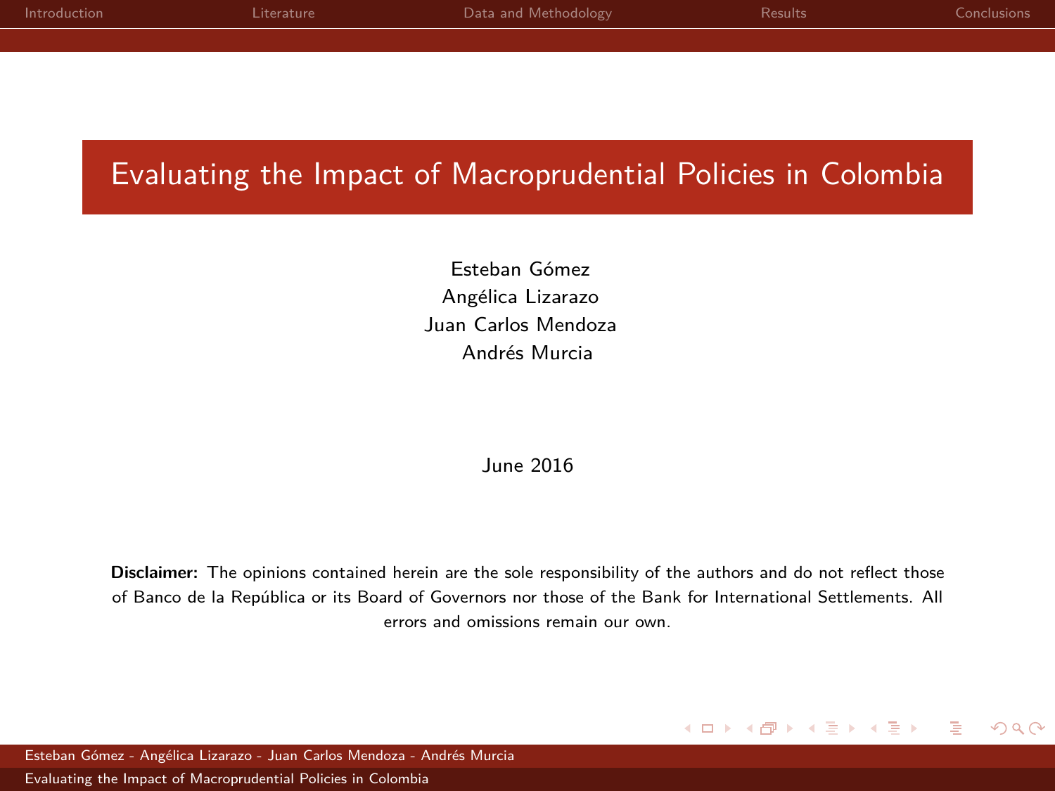# Evaluating the Impact of Macroprudential Policies in Colombia

Esteban Gómez
Angélica Lizarazo
Juan Carlos Mendoza
Andrés Murcia

June 2016

**Disclaimer:** The opinions contained herein are the sole responsibility of the authors and do not reflect those of Banco de la República or its Board of Governors nor those of the Bank for International Settlements. All errors and omissions remain our own.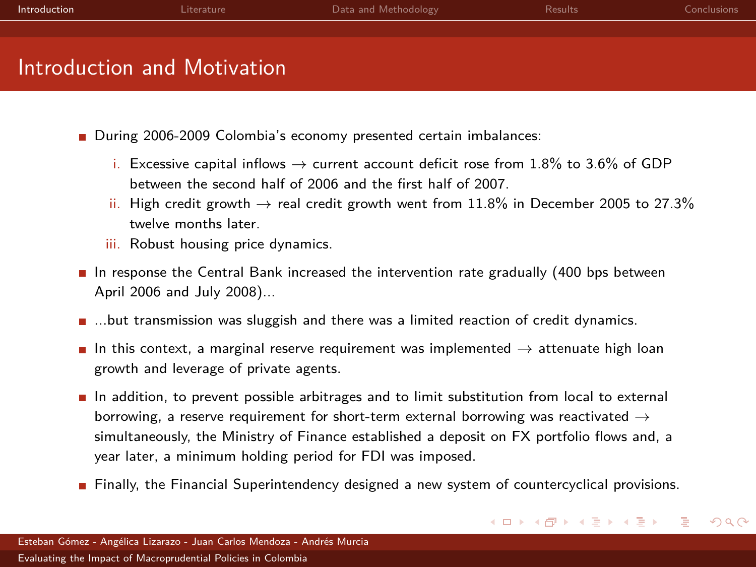# Introduction and Motivation

- During 2006-2009 Colombia's economy presented certain imbalances:
  - i. Excessive capital inflows → current account deficit rose from 1.8% to 3.6% of GDP between the second half of 2006 and the first half of 2007.
  - ii. High credit growth → real credit growth went from 11.8% in December 2005 to 27.3% twelve months later.
  - iii. Robust housing price dynamics.
- In response the Central Bank increased the intervention rate gradually (400 bps between April 2006 and July 2008)...
- ...but transmission was sluggish and there was a limited reaction of credit dynamics.
- In this context, a marginal reserve requirement was implemented → attenuate high loan growth and leverage of private agents.
- In addition, to prevent possible arbitrages and to limit substitution from local to external borrowing, a reserve requirement for short-term external borrowing was reactivated → simultaneously, the Ministry of Finance established a deposit on FX portfolio flows and, a year later, a minimum holding period for FDI was imposed.
- Finally, the Financial Superintendency designed a new system of countercyclical provisions.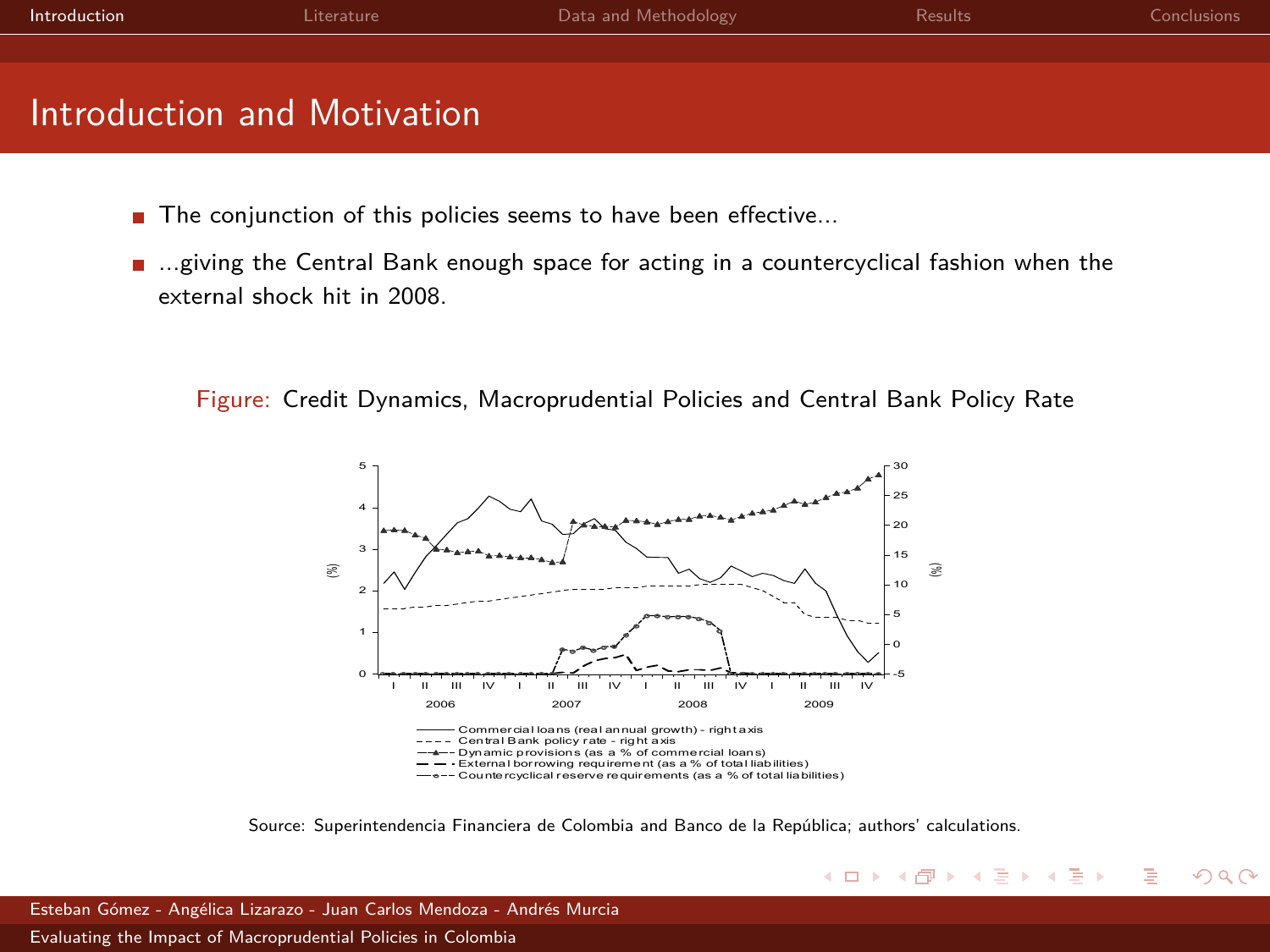# Introduction and Motivation

- The conjunction of this policies seems to have been effective...
- ...giving the Central Bank enough space for acting in a countercyclical fashion when the external shock hit in 2008.

Figure: Credit Dynamics, Macroprudential Policies and Central Bank Policy Rate

Source: Superintendencia Financiera de Colombia and Banco de la República; authors' calculations.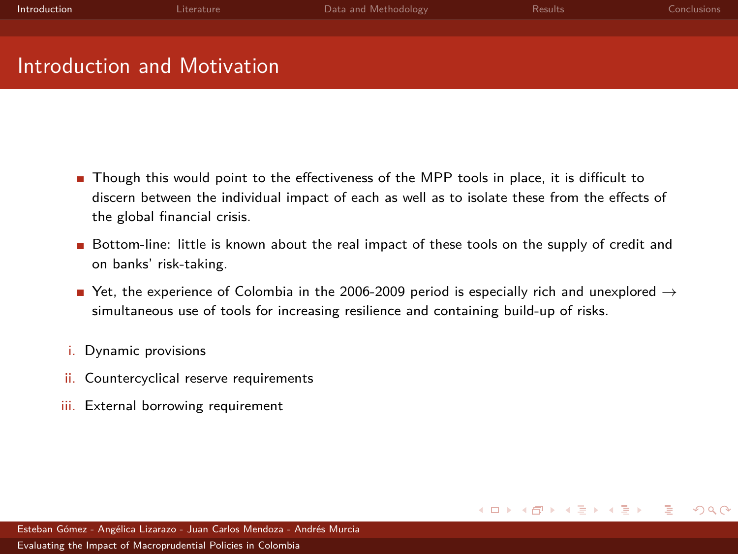## Introduction and Motivation

- Though this would point to the effectiveness of the MPP tools in place, it is difficult to discern between the individual impact of each as well as to isolate these from the effects of the global financial crisis.
- Bottom-line: little is known about the real impact of these tools on the supply of credit and on banks' risk-taking.
- Yet, the experience of Colombia in the 2006-2009 period is especially rich and unexplored → simultaneous use of tools for increasing resilience and containing build-up of risks.

i. Dynamic provisions

ii. Countercyclical reserve requirements

iii. External borrowing requirement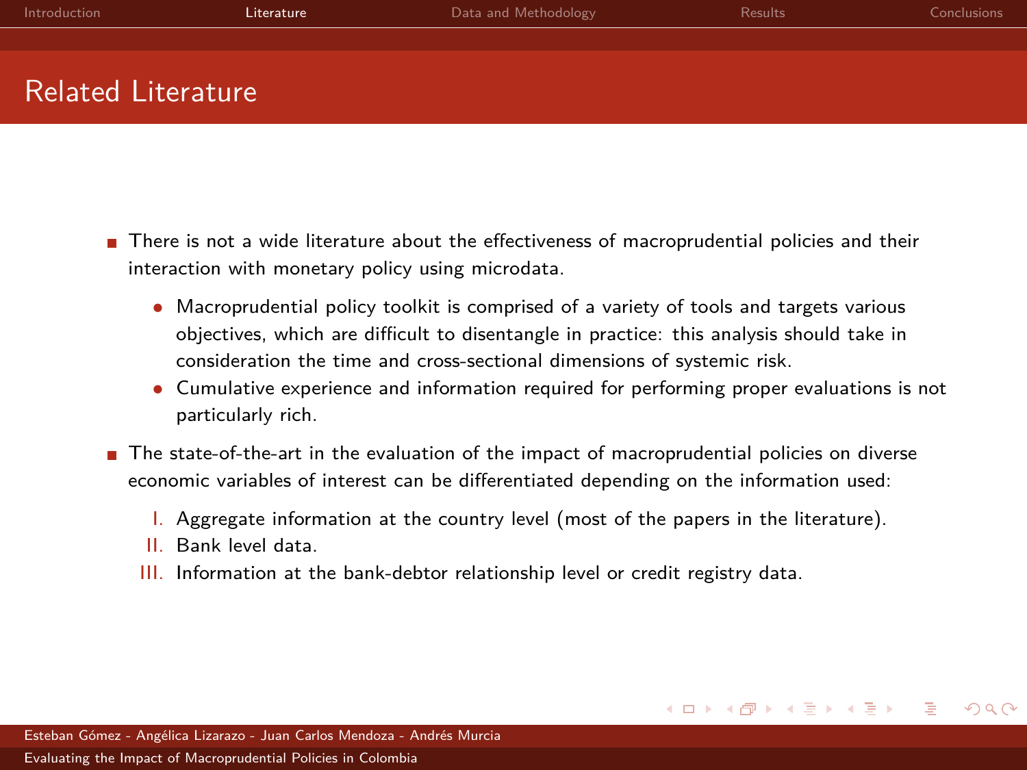## Related Literature

- There is not a wide literature about the effectiveness of macroprudential policies and their interaction with monetary policy using microdata.
  - Macroprudential policy toolkit is comprised of a variety of tools and targets various objectives, which are difficult to disentangle in practice: this analysis should take in consideration the time and cross-sectional dimensions of systemic risk.
  - Cumulative experience and information required for performing proper evaluations is not particularly rich.
- The state-of-the-art in the evaluation of the impact of macroprudential policies on diverse economic variables of interest can be differentiated depending on the information used:
  - I. Aggregate information at the country level (most of the papers in the literature).
  - II. Bank level data.
  - III. Information at the bank-debtor relationship level or credit registry data.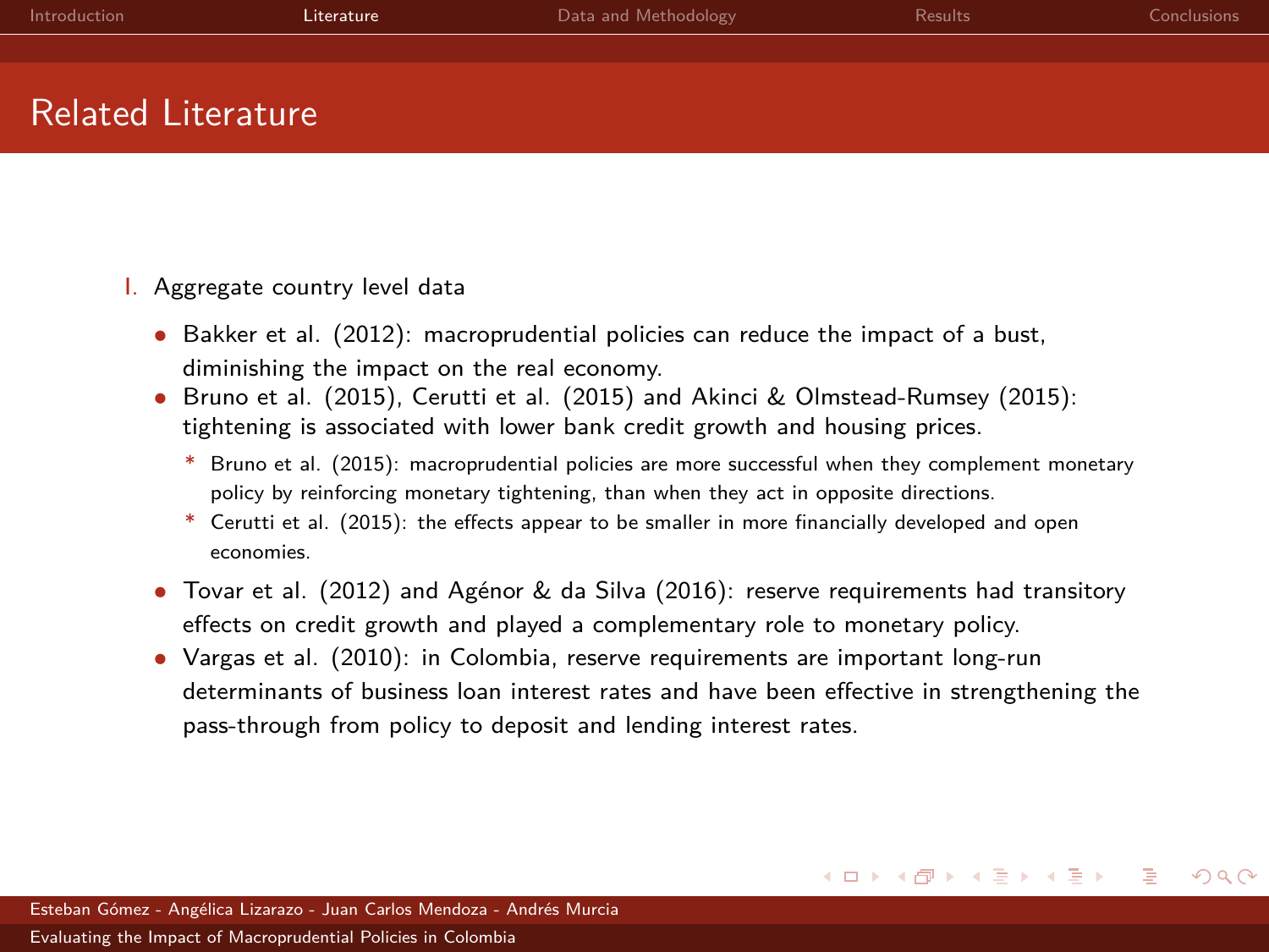## Related Literature

I. Aggregate country level data

- Bakker et al. (2012): macroprudential policies can reduce the impact of a bust, diminishing the impact on the real economy.
- Bruno et al. (2015), Cerutti et al. (2015) and Akinci & Olmstead-Rumsey (2015): tightening is associated with lower bank credit growth and housing prices.
  - Bruno et al. (2015): macroprudential policies are more successful when they complement monetary policy by reinforcing monetary tightening, than when they act in opposite directions.
  - Cerutti et al. (2015): the effects appear to be smaller in more financially developed and open economies.
- Tovar et al. (2012) and Agénor & da Silva (2016): reserve requirements had transitory effects on credit growth and played a complementary role to monetary policy.
- Vargas et al. (2010): in Colombia, reserve requirements are important long-run determinants of business loan interest rates and have been effective in strengthening the pass-through from policy to deposit and lending interest rates.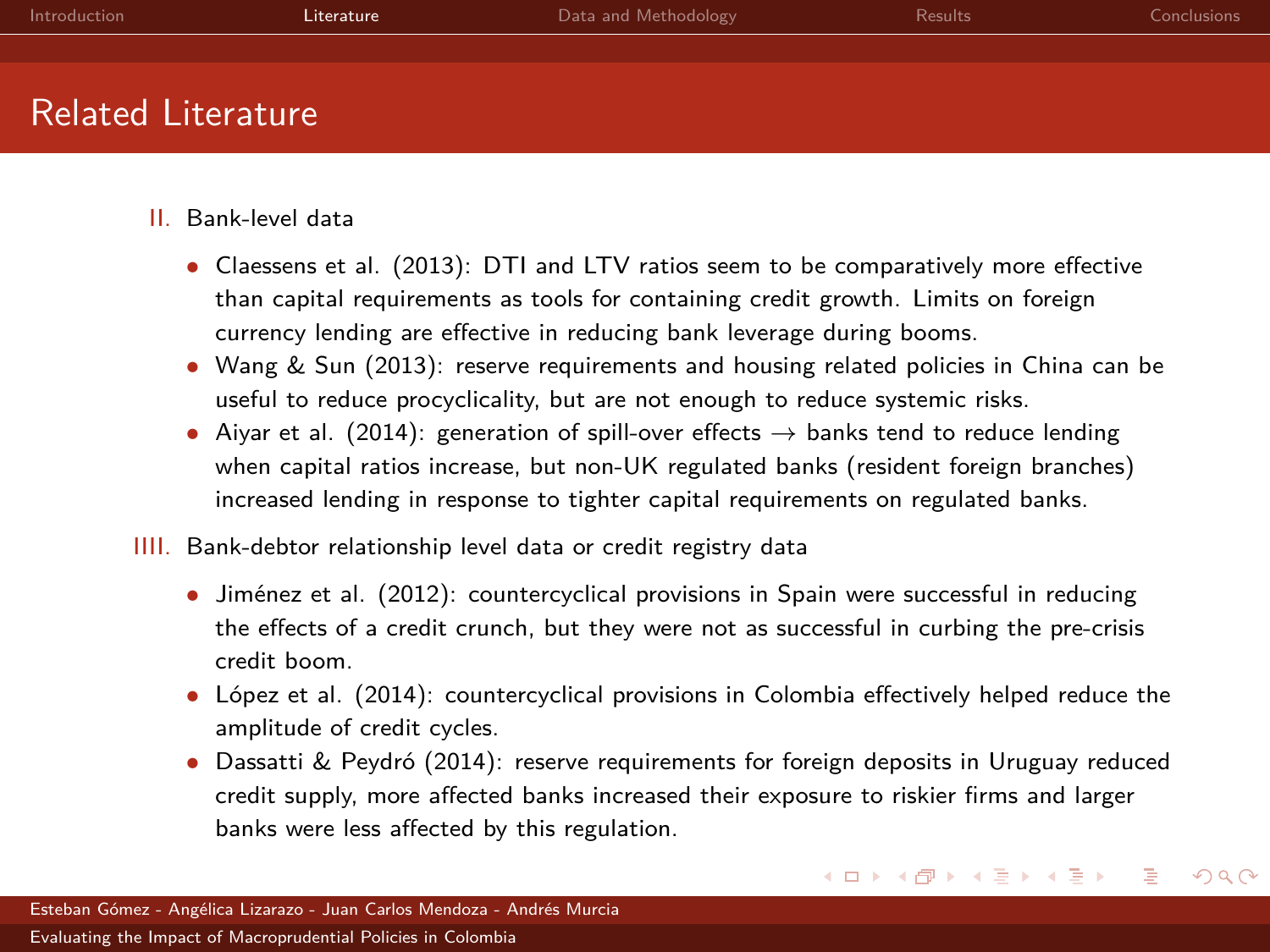# Related Literature

II. Bank-level data

- Claessens et al. (2013): DTI and LTV ratios seem to be comparatively more effective than capital requirements as tools for containing credit growth. Limits on foreign currency lending are effective in reducing bank leverage during booms.
- Wang & Sun (2013): reserve requirements and housing related policies in China can be useful to reduce procyclicality, but are not enough to reduce systemic risks.
- Aiyar et al. (2014): generation of spill-over effects → banks tend to reduce lending when capital ratios increase, but non-UK regulated banks (resident foreign branches) increased lending in response to tighter capital requirements on regulated banks.

IIII. Bank-debtor relationship level data or credit registry data

- Jiménez et al. (2012): countercyclical provisions in Spain were successful in reducing the effects of a credit crunch, but they were not as successful in curbing the pre-crisis credit boom.
- López et al. (2014): countercyclical provisions in Colombia effectively helped reduce the amplitude of credit cycles.
- Dassatti & Peydró (2014): reserve requirements for foreign deposits in Uruguay reduced credit supply, more affected banks increased their exposure to riskier firms and larger banks were less affected by this regulation.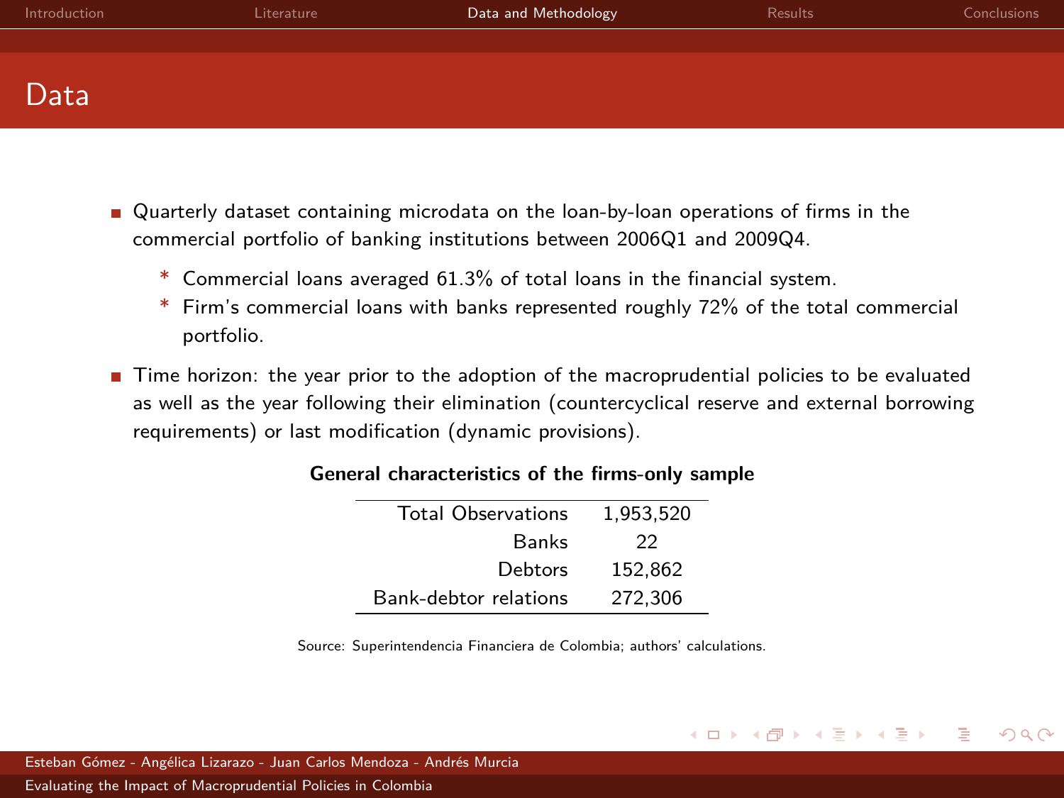# Data

- Quarterly dataset containing microdata on the loan-by-loan operations of firms in the commercial portfolio of banking institutions between 2006Q1 and 2009Q4.
  - Commercial loans averaged 61.3% of total loans in the financial system.
  - Firm's commercial loans with banks represented roughly 72% of the total commercial portfolio.
- Time horizon: the year prior to the adoption of the macroprudential policies to be evaluated as well as the year following their elimination (countercyclical reserve and external borrowing requirements) or last modification (dynamic provisions).

**General characteristics of the firms-only sample**

| | |
|---|---|
| Total Observations | 1,953,520 |
| Banks | 22 |
| Debtors | 152,862 |
| Bank-debtor relations | 272,306 |

Source: Superintendencia Financiera de Colombia; authors' calculations.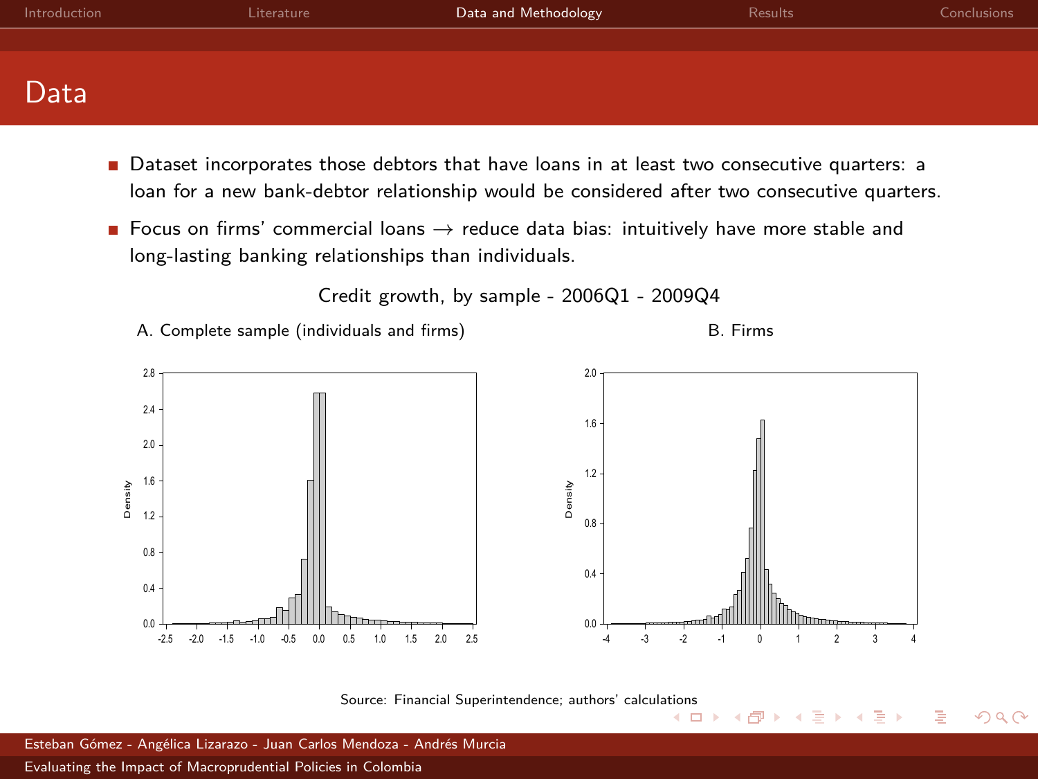# Data

- Dataset incorporates those debtors that have loans in at least two consecutive quarters: a loan for a new bank-debtor relationship would be considered after two consecutive quarters.
- Focus on firms' commercial loans → reduce data bias: intuitively have more stable and long-lasting banking relationships than individuals.

Credit growth, by sample - 2006Q1 - 2009Q4

A. Complete sample (individuals and firms)

B. Firms

Source: Financial Superintendence; authors' calculations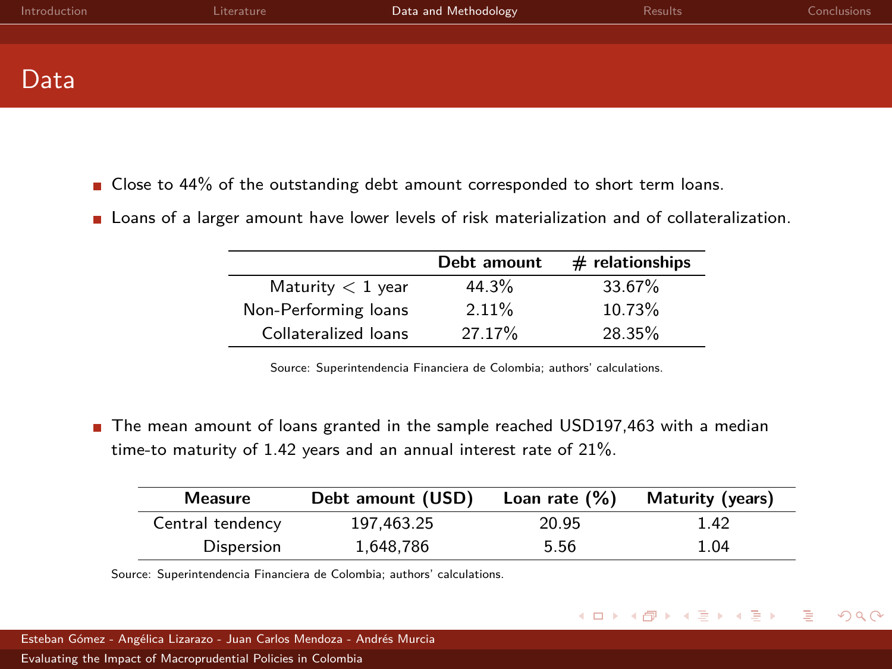# Data

- Close to 44% of the outstanding debt amount corresponded to short term loans.
- Loans of a larger amount have lower levels of risk materialization and of collateralization.

| | Debt amount | # relationships |
|---|---|---|
| Maturity $<$ 1 year | 44.3% | 33.67% |
| Non-Performing loans | 2.11% | 10.73% |
| Collateralized loans | 27.17% | 28.35% |

Source: Superintendencia Financiera de Colombia; authors' calculations.

- The mean amount of loans granted in the sample reached USD197,463 with a median time-to maturity of 1.42 years and an annual interest rate of 21%.

| Measure | Debt amount (USD) | Loan rate (%) | Maturity (years) |
|---|---|---|---|
| Central tendency | 197,463.25 | 20.95 | 1.42 |
| Dispersion | 1,648,786 | 5.56 | 1.04 |

Source: Superintendencia Financiera de Colombia; authors' calculations.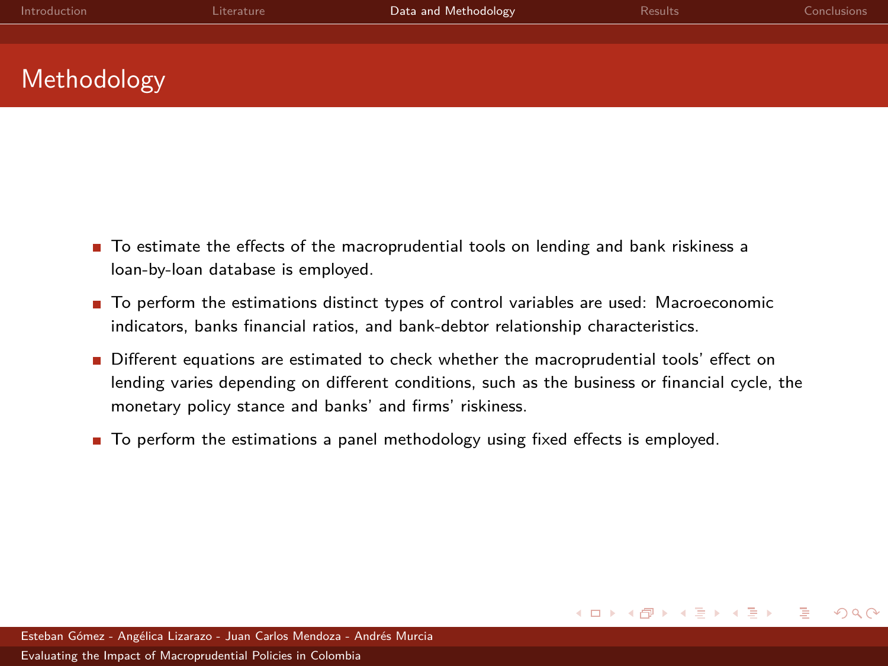# Methodology

- To estimate the effects of the macroprudential tools on lending and bank riskiness a loan-by-loan database is employed.
- To perform the estimations distinct types of control variables are used: Macroeconomic indicators, banks financial ratios, and bank-debtor relationship characteristics.
- Different equations are estimated to check whether the macroprudential tools' effect on lending varies depending on different conditions, such as the business or financial cycle, the monetary policy stance and banks' and firms' riskiness.
- To perform the estimations a panel methodology using fixed effects is employed.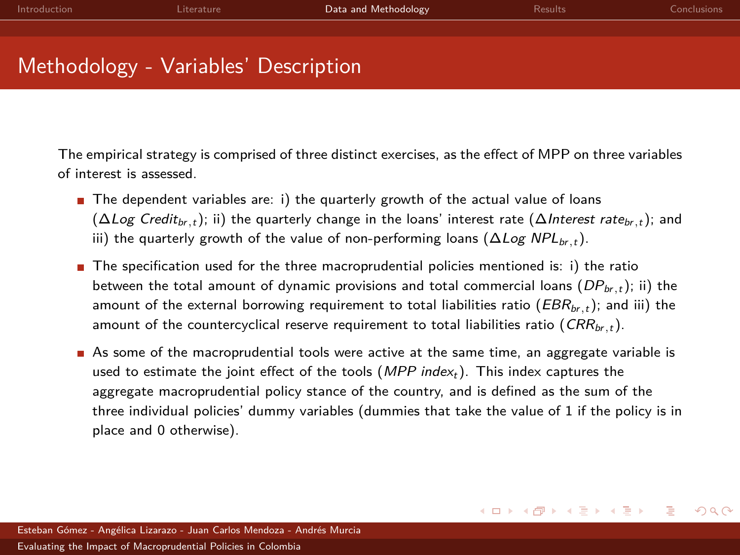# Methodology - Variables' Description

The empirical strategy is comprised of three distinct exercises, as the effect of MPP on three variables of interest is assessed.

- The dependent variables are: i) the quarterly growth of the actual value of loans ($\Delta Log\ Credit_{br,t}$); ii) the quarterly change in the loans' interest rate ($\Delta Interest\ rate_{br,t}$); and iii) the quarterly growth of the value of non-performing loans ($\Delta Log\ NPL_{br,t}$).
- The specification used for the three macroprudential policies mentioned is: i) the ratio between the total amount of dynamic provisions and total commercial loans ($DP_{br,t}$); ii) the amount of the external borrowing requirement to total liabilities ratio ($EBR_{br,t}$); and iii) the amount of the countercyclical reserve requirement to total liabilities ratio ($CRR_{br,t}$).
- As some of the macroprudential tools were active at the same time, an aggregate variable is used to estimate the joint effect of the tools ($MPP\ index_t$). This index captures the aggregate macroprudential policy stance of the country, and is defined as the sum of the three individual policies' dummy variables (dummies that take the value of 1 if the policy is in place and 0 otherwise).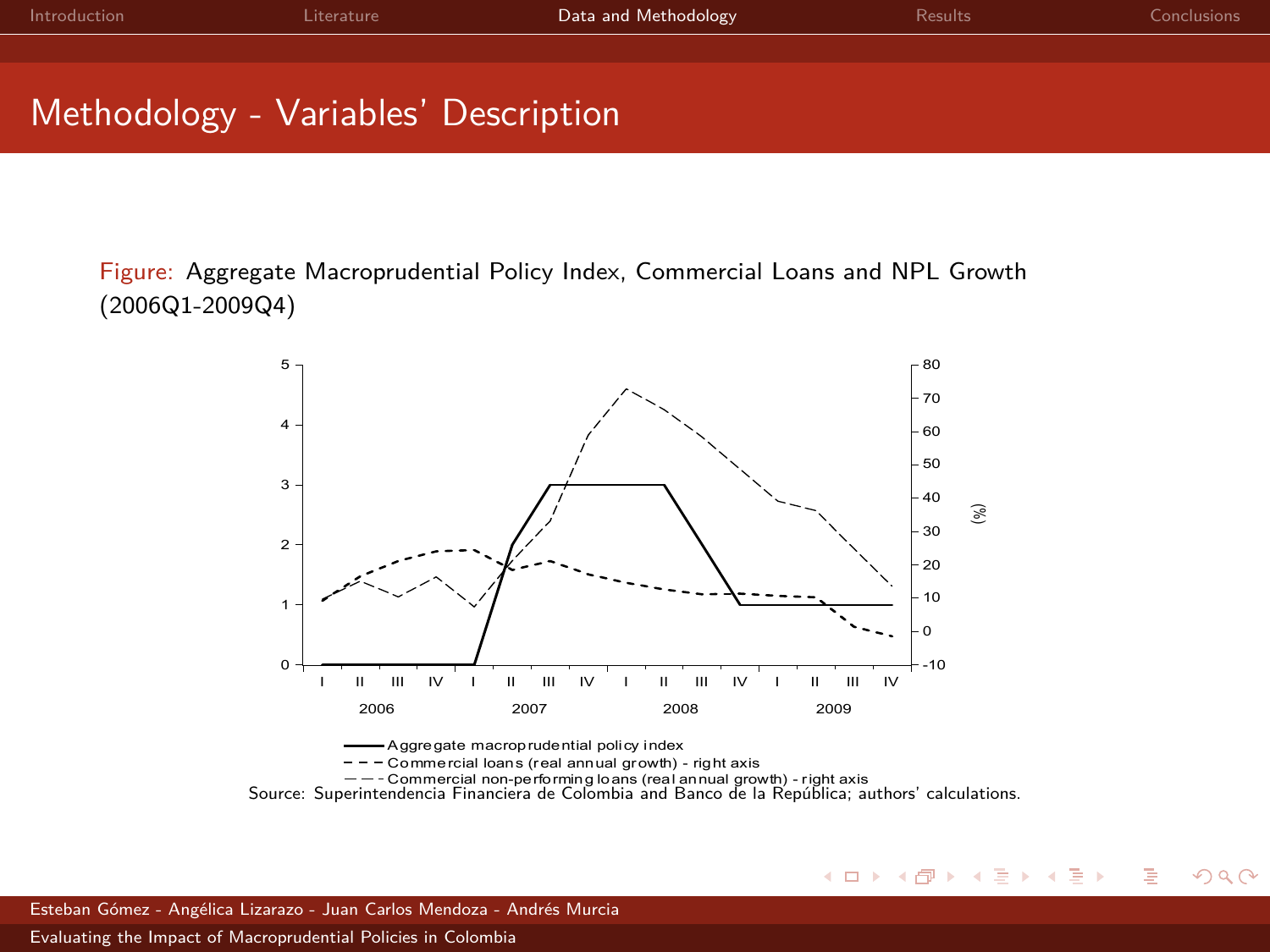# Methodology - Variables' Description

Figure: Aggregate Macroprudential Policy Index, Commercial Loans and NPL Growth (2006Q1-2009Q4)

Source: Superintendencia Financiera de Colombia and Banco de la República; authors' calculations.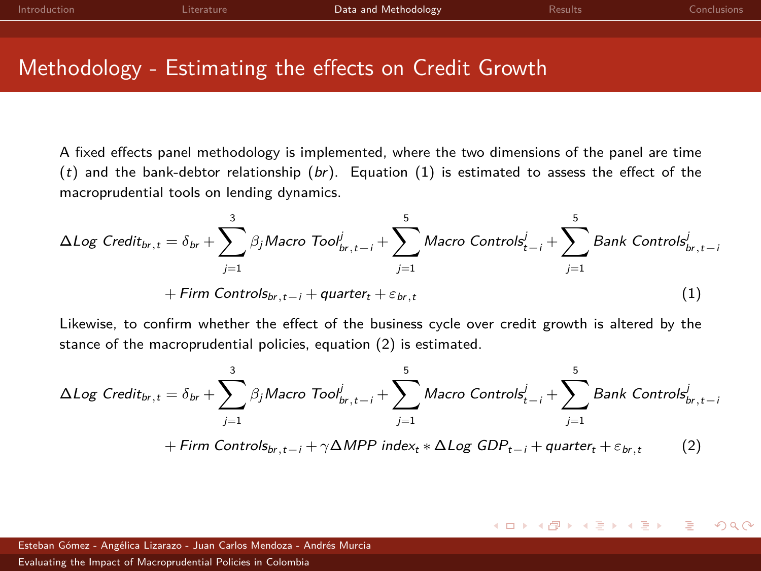# Methodology - Estimating the effects on Credit Growth

A fixed effects panel methodology is implemented, where the two dimensions of the panel are time ($t$) and the bank-debtor relationship ($br$). Equation (1) is estimated to assess the effect of the macroprudential tools on lending dynamics.

$$\Delta Log\ Credit_{br,t} = \delta_{br} + \sum_{j=1}^{3} \beta_j Macro\ Tool^{j}_{br,t-i} + \sum_{j=1}^{5} Macro\ Controls^{j}_{t-i} + \sum_{j=1}^{5} Bank\ Controls^{j}_{br,t-i}$$
$$+ Firm\ Controls_{br,t-i} + quarter_t + \varepsilon_{br,t} \quad (1)$$

Likewise, to confirm whether the effect of the business cycle over credit growth is altered by the stance of the macroprudential policies, equation (2) is estimated.

$$\Delta Log\ Credit_{br,t} = \delta_{br} + \sum_{j=1}^{3} \beta_j Macro\ Tool^{j}_{br,t-i} + \sum_{j=1}^{5} Macro\ Controls^{j}_{t-i} + \sum_{j=1}^{5} Bank\ Controls^{j}_{br,t-i}$$
$$+ Firm\ Controls_{br,t-i} + \gamma \Delta MPP\ index_t * \Delta Log\ GDP_{t-i} + quarter_t + \varepsilon_{br,t} \quad (2)$$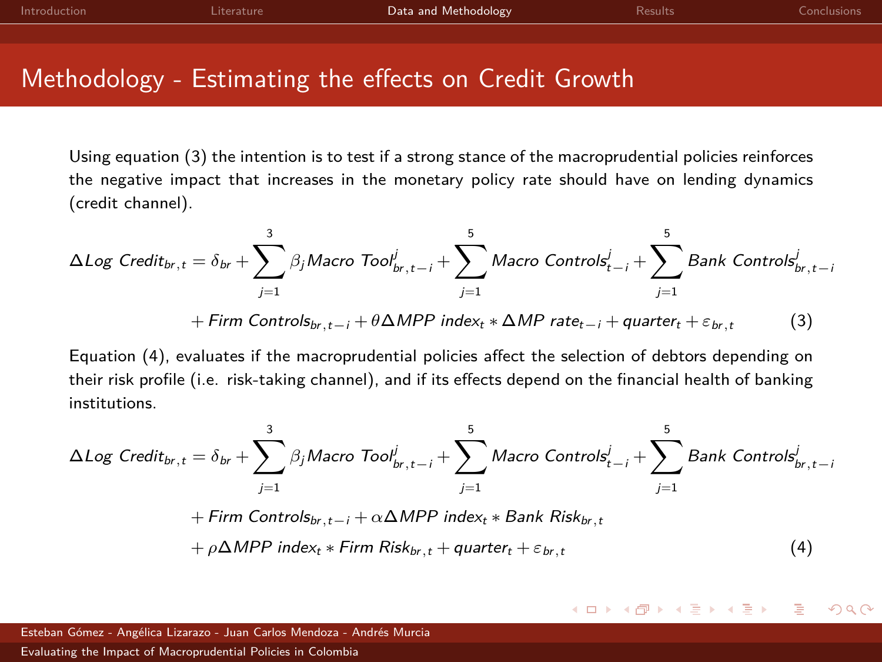# Methodology - Estimating the effects on Credit Growth

Using equation (3) the intention is to test if a strong stance of the macroprudential policies reinforces the negative impact that increases in the monetary policy rate should have on lending dynamics (credit channel).

$$\Delta Log\ Credit_{br,t} = \delta_{br} + \sum_{j=1}^{3} \beta_j Macro\ Tool^{j}_{br,t-i} + \sum_{j=1}^{5} Macro\ Controls^{j}_{t-i} + \sum_{j=1}^{5} Bank\ Controls^{j}_{br,t-i}$$
$$+ Firm\ Controls_{br,t-i} + \theta \Delta MPP\ index_t * \Delta MP\ rate_{t-i} + quarter_t + \varepsilon_{br,t} \qquad (3)$$

Equation (4), evaluates if the macroprudential policies affect the selection of debtors depending on their risk profile (i.e. risk-taking channel), and if its effects depend on the financial health of banking institutions.

$$\Delta Log\ Credit_{br,t} = \delta_{br} + \sum_{j=1}^{3} \beta_j Macro\ Tool^{j}_{br,t-i} + \sum_{j=1}^{5} Macro\ Controls^{j}_{t-i} + \sum_{j=1}^{5} Bank\ Controls^{j}_{br,t-i}$$
$$+ Firm\ Controls_{br,t-i} + \alpha \Delta MPP\ index_t * Bank\ Risk_{br,t}$$
$$+ \rho \Delta MPP\ index_t * Firm\ Risk_{br,t} + quarter_t + \varepsilon_{br,t} \qquad (4)$$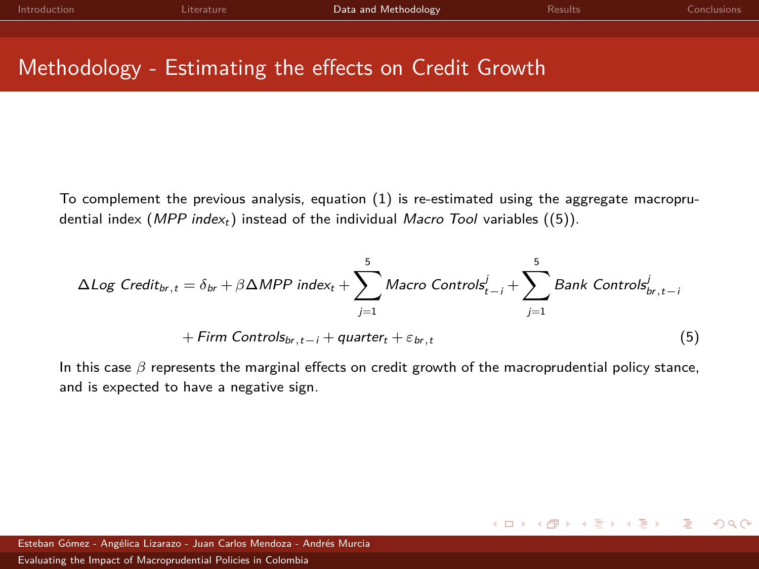# Methodology - Estimating the effects on Credit Growth

To complement the previous analysis, equation (1) is re-estimated using the aggregate macroprudential index ($MPP\ index_t$) instead of the individual *Macro Tool* variables ((5)).

$$\Delta Log\ Credit_{br,t} = \delta_{br} + \beta \Delta MPP\ index_t + \sum_{j=1}^{5} Macro\ Controls_{t-i}^{j} + \sum_{j=1}^{5} Bank\ Controls_{br,t-i}^{j} + Firm\ Controls_{br,t-i} + quarter_t + \varepsilon_{br,t} \tag{5}$$

In this case $\beta$ represents the marginal effects on credit growth of the macroprudential policy stance, and is expected to have a negative sign.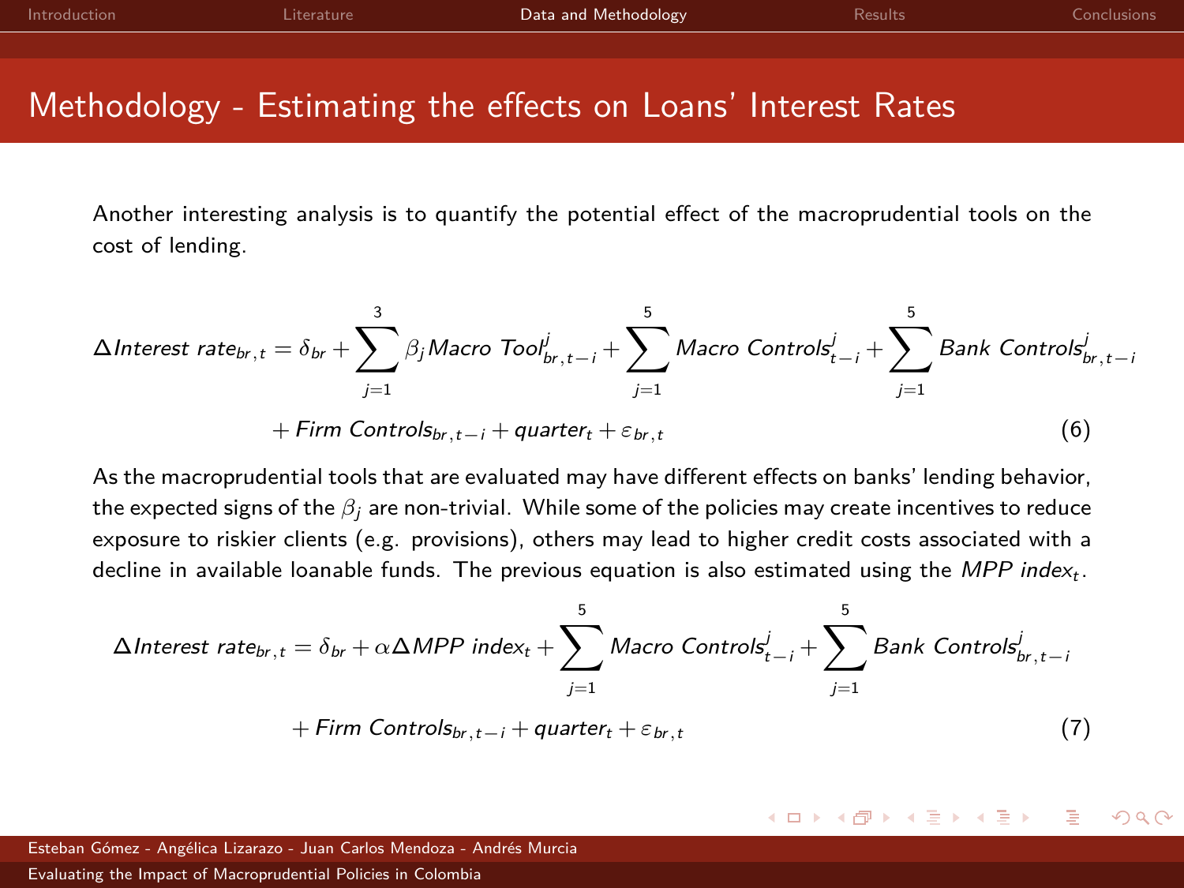# Methodology - Estimating the effects on Loans' Interest Rates

Another interesting analysis is to quantify the potential effect of the macroprudential tools on the cost of lending.

$$\Delta Interest\ rate_{br,t} = \delta_{br} + \sum_{j=1}^{3} \beta_j Macro\ Tool^{j}_{br,t-i} + \sum_{j=1}^{5} Macro\ Controls^{j}_{t-i} + \sum_{j=1}^{5} Bank\ Controls^{j}_{br,t-i}$$
$$+ Firm\ Controls_{br,t-i} + quarter_t + \varepsilon_{br,t} \quad (6)$$

As the macroprudential tools that are evaluated may have different effects on banks' lending behavior, the expected signs of the $\beta_j$ are non-trivial. While some of the policies may create incentives to reduce exposure to riskier clients (e.g. provisions), others may lead to higher credit costs associated with a decline in available loanable funds. The previous equation is also estimated using the $MPP\ index_t$.

$$\Delta Interest\ rate_{br,t} = \delta_{br} + \alpha \Delta MPP\ index_t + \sum_{j=1}^{5} Macro\ Controls^{j}_{t-i} + \sum_{j=1}^{5} Bank\ Controls^{j}_{br,t-i}$$
$$+ Firm\ Controls_{br,t-i} + quarter_t + \varepsilon_{br,t} \quad (7)$$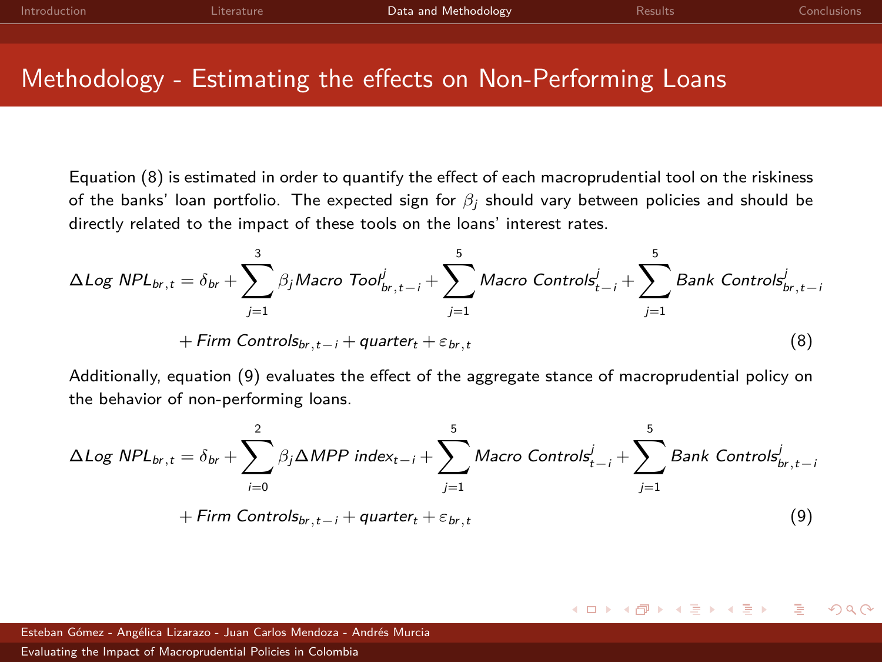# Methodology - Estimating the effects on Non-Performing Loans

Equation (8) is estimated in order to quantify the effect of each macroprudential tool on the riskiness of the banks' loan portfolio. The expected sign for $\beta_j$ should vary between policies and should be directly related to the impact of these tools on the loans' interest rates.

$$\Delta Log\ NPL_{br,t} = \delta_{br} + \sum_{j=1}^{3} \beta_j Macro\ Tool^{j}_{br,t-i} + \sum_{j=1}^{5} Macro\ Controls^{j}_{t-i} + \sum_{j=1}^{5} Bank\ Controls^{j}_{br,t-i}$$
$$+ Firm\ Controls_{br,t-i} + quarter_t + \varepsilon_{br,t} \quad (8)$$

Additionally, equation (9) evaluates the effect of the aggregate stance of macroprudential policy on the behavior of non-performing loans.

$$\Delta Log\ NPL_{br,t} = \delta_{br} + \sum_{i=0}^{2} \beta_j \Delta MPP\ index_{t-i} + \sum_{j=1}^{5} Macro\ Controls^{j}_{t-i} + \sum_{j=1}^{5} Bank\ Controls^{j}_{br,t-i}$$
$$+ Firm\ Controls_{br,t-i} + quarter_t + \varepsilon_{br,t} \quad (9)$$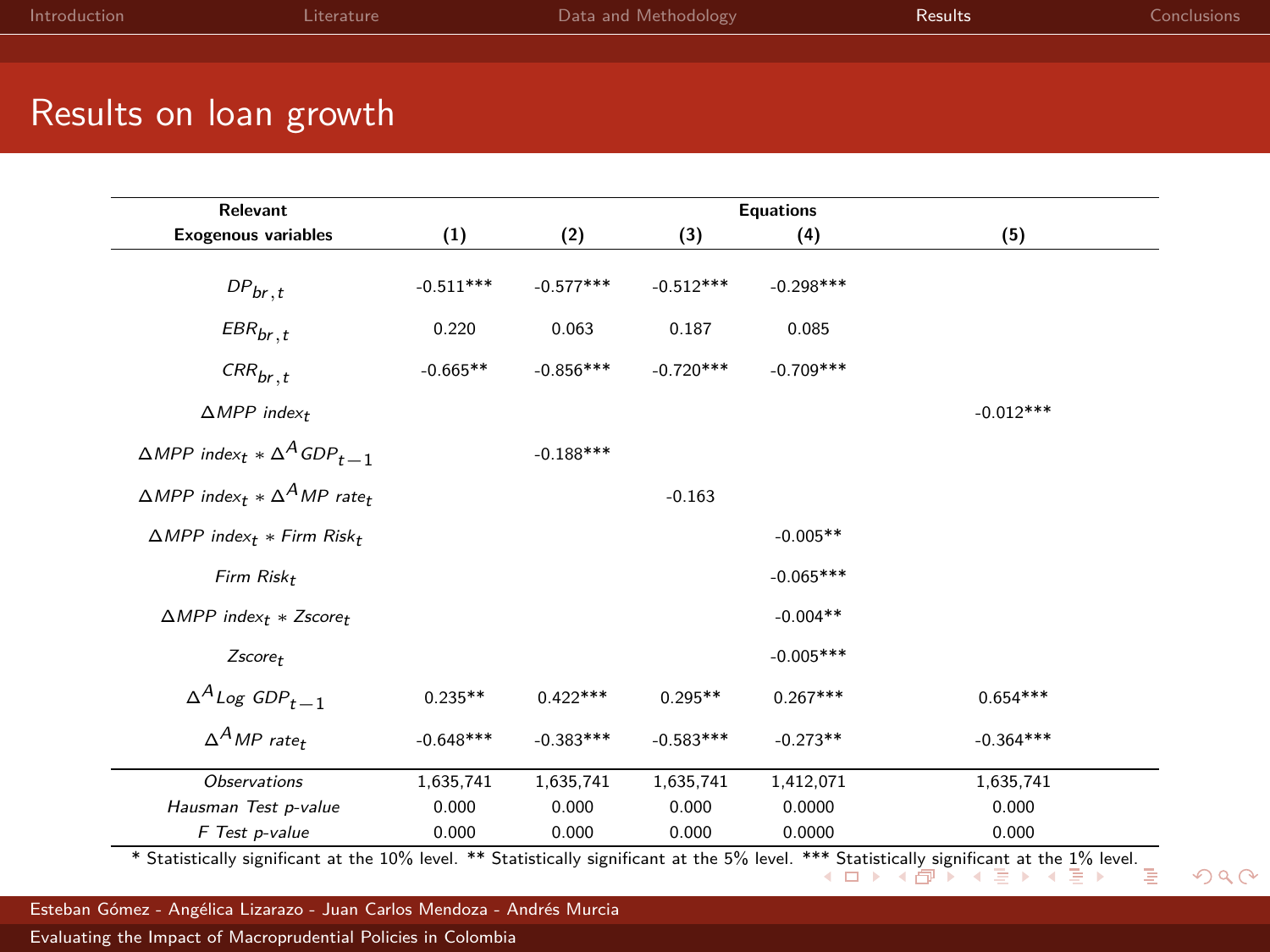# Results on loan growth

| Relevant Exogenous variables | (1) | (2) | (3) | (4) | (5) |
|---|---|---|---|---|---|
| $DP_{br,t}$ | -0.511*** | -0.577*** | -0.512*** | -0.298*** | |
| $EBR_{br,t}$ | 0.220 | 0.063 | 0.187 | 0.085 | |
| $CRR_{br,t}$ | -0.665** | -0.856*** | -0.720*** | -0.709*** | |
| $\Delta MPP\ index_t$ | | | | | -0.012*** |
| $\Delta MPP\ index_t * \Delta^A GDP_{t-1}$ | | -0.188*** | | | |
| $\Delta MPP\ index_t * \Delta^A MP\ rate_t$ | | | -0.163 | | |
| $\Delta MPP\ index_t * Firm\ Risk_t$ | | | | -0.005** | |
| $Firm\ Risk_t$ | | | | -0.065*** | |
| $\Delta MPP\ index_t * Zscore_t$ | | | | -0.004** | |
| $Zscore_t$ | | | | -0.005*** | |
| $\Delta^A Log\ GDP_{t-1}$ | 0.235** | 0.422*** | 0.295** | 0.267*** | 0.654*** |
| $\Delta^A MP\ rate_t$ | -0.648*** | -0.383*** | -0.583*** | -0.273** | -0.364*** |
| *Observations* | 1,635,741 | 1,635,741 | 1,635,741 | 1,412,071 | 1,635,741 |
| *Hausman Test p-value* | 0.000 | 0.000 | 0.000 | 0.0000 | 0.000 |
| *F Test p-value* | 0.000 | 0.000 | 0.000 | 0.0000 | 0.000 |

\* Statistically significant at the 10% level. ** Statistically significant at the 5% level. *** Statistically significant at the 1% level.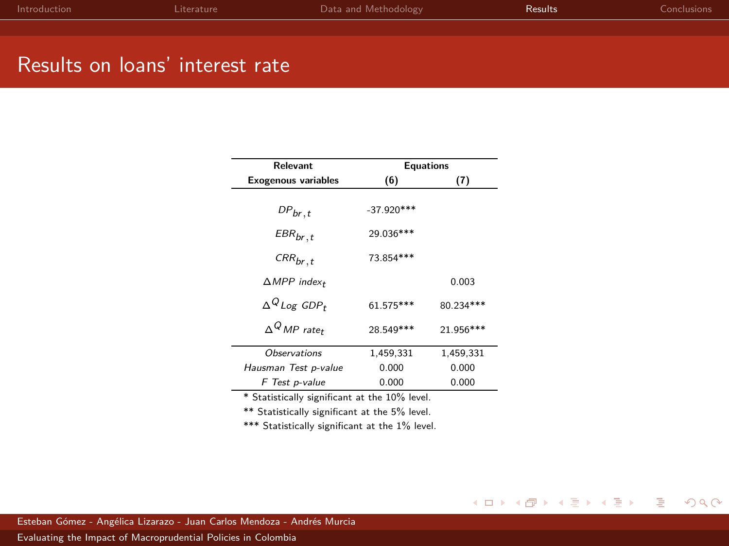# Results on loans' interest rate

| Relevant Exogenous variables | Equations (6) | (7) |
|---|---|---|
| $DP_{br,t}$ | -37.920*** | |
| $EBR_{br,t}$ | 29.036*** | |
| $CRR_{br,t}$ | 73.854*** | |
| $\Delta MPP\ index_t$ | | 0.003 |
| $\Delta^Q Log\ GDP_t$ | 61.575*** | 80.234*** |
| $\Delta^Q MP\ rate_t$ | 28.549*** | 21.956*** |
| *Observations* | 1,459,331 | 1,459,331 |
| *Hausman Test p-value* | 0.000 | 0.000 |
| *F Test p-value* | 0.000 | 0.000 |

\* Statistically significant at the 10% level.

\*\* Statistically significant at the 5% level.

\*\*\* Statistically significant at the 1% level.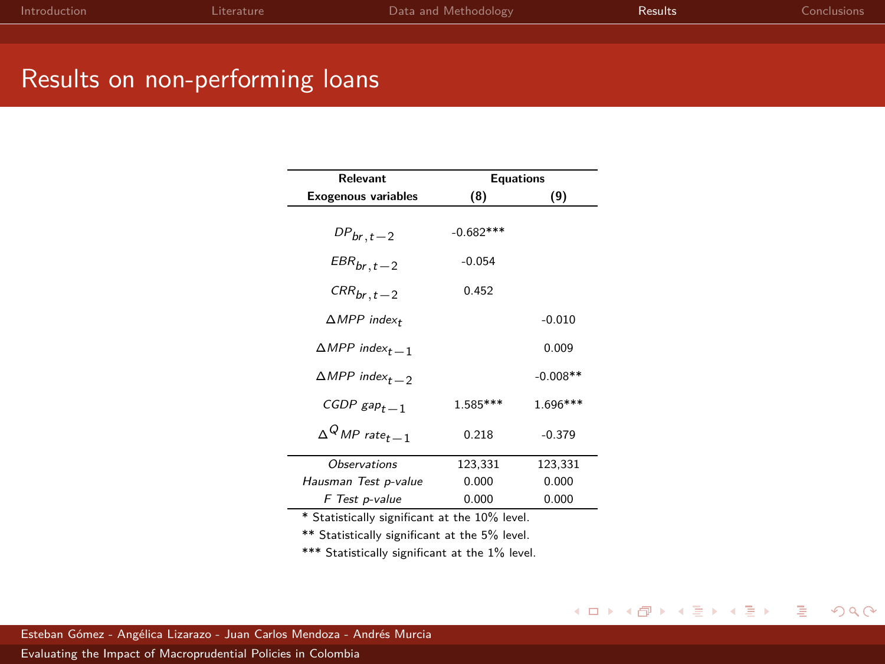# Results on non-performing loans

| Relevant Exogenous variables | Equations (8) | (9) |
|---|---|---|
| $DP_{br,t-2}$ | -0.682*** | |
| $EBR_{br,t-2}$ | -0.054 | |
| $CRR_{br,t-2}$ | 0.452 | |
| $\Delta MPP\ index_t$ | | -0.010 |
| $\Delta MPP\ index_{t-1}$ | | 0.009 |
| $\Delta MPP\ index_{t-2}$ | | -0.008** |
| $CGDP\ gap_{t-1}$ | 1.585*** | 1.696*** |
| $\Delta^Q MP\ rate_{t-1}$ | 0.218 | -0.379 |
| *Observations* | 123,331 | 123,331 |
| *Hausman Test p-value* | 0.000 | 0.000 |
| *F Test p-value* | 0.000 | 0.000 |

\* Statistically significant at the 10% level.

\** Statistically significant at the 5% level.

\*** Statistically significant at the 1% level.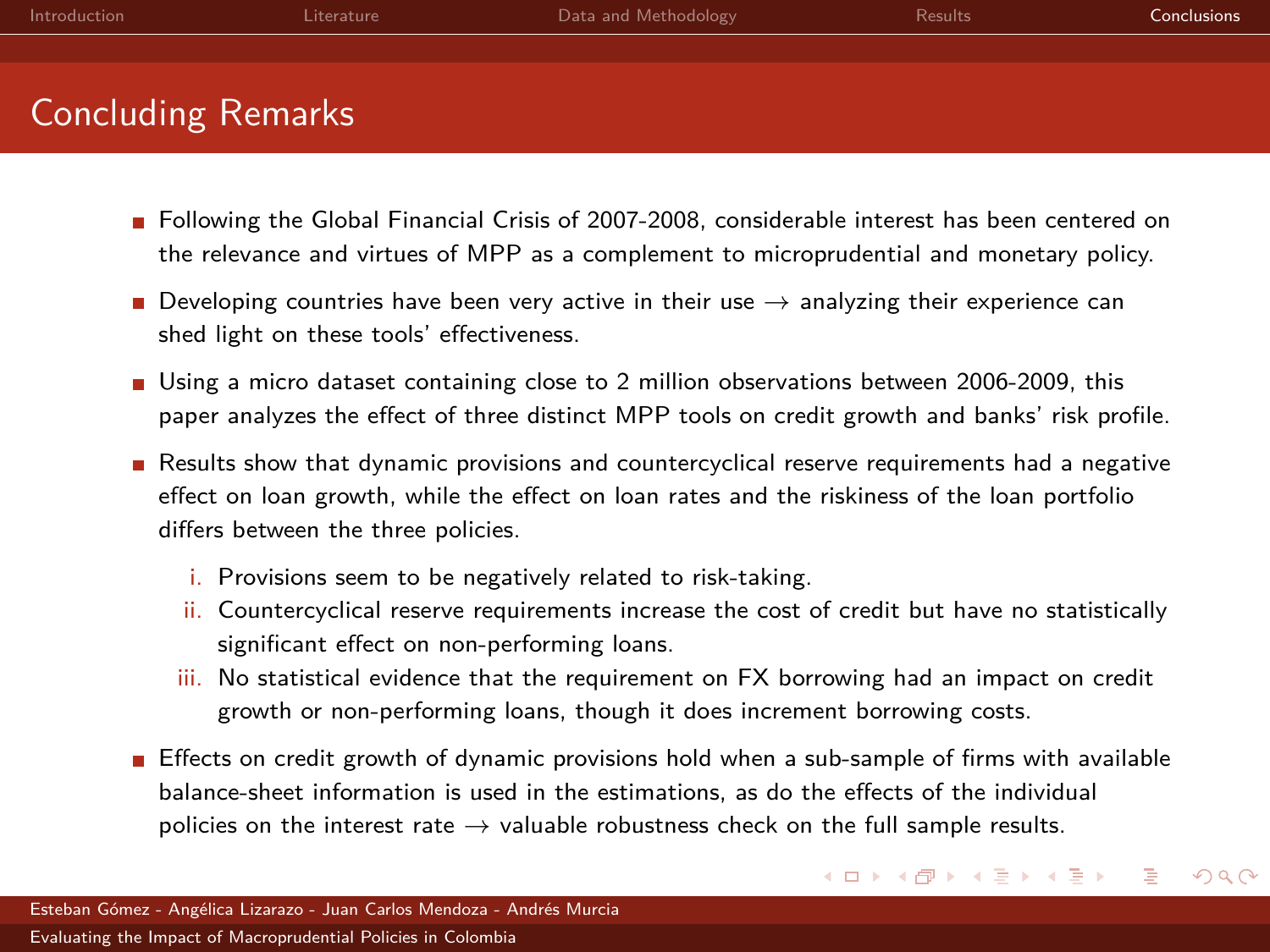# Concluding Remarks

- Following the Global Financial Crisis of 2007-2008, considerable interest has been centered on the relevance and virtues of MPP as a complement to microprudential and monetary policy.
- Developing countries have been very active in their use → analyzing their experience can shed light on these tools' effectiveness.
- Using a micro dataset containing close to 2 million observations between 2006-2009, this paper analyzes the effect of three distinct MPP tools on credit growth and banks' risk profile.
- Results show that dynamic provisions and countercyclical reserve requirements had a negative effect on loan growth, while the effect on loan rates and the riskiness of the loan portfolio differs between the three policies.
    1. Provisions seem to be negatively related to risk-taking.
    2. Countercyclical reserve requirements increase the cost of credit but have no statistically significant effect on non-performing loans.
    3. No statistical evidence that the requirement on FX borrowing had an impact on credit growth or non-performing loans, though it does increment borrowing costs.
- Effects on credit growth of dynamic provisions hold when a sub-sample of firms with available balance-sheet information is used in the estimations, as do the effects of the individual policies on the interest rate → valuable robustness check on the full sample results.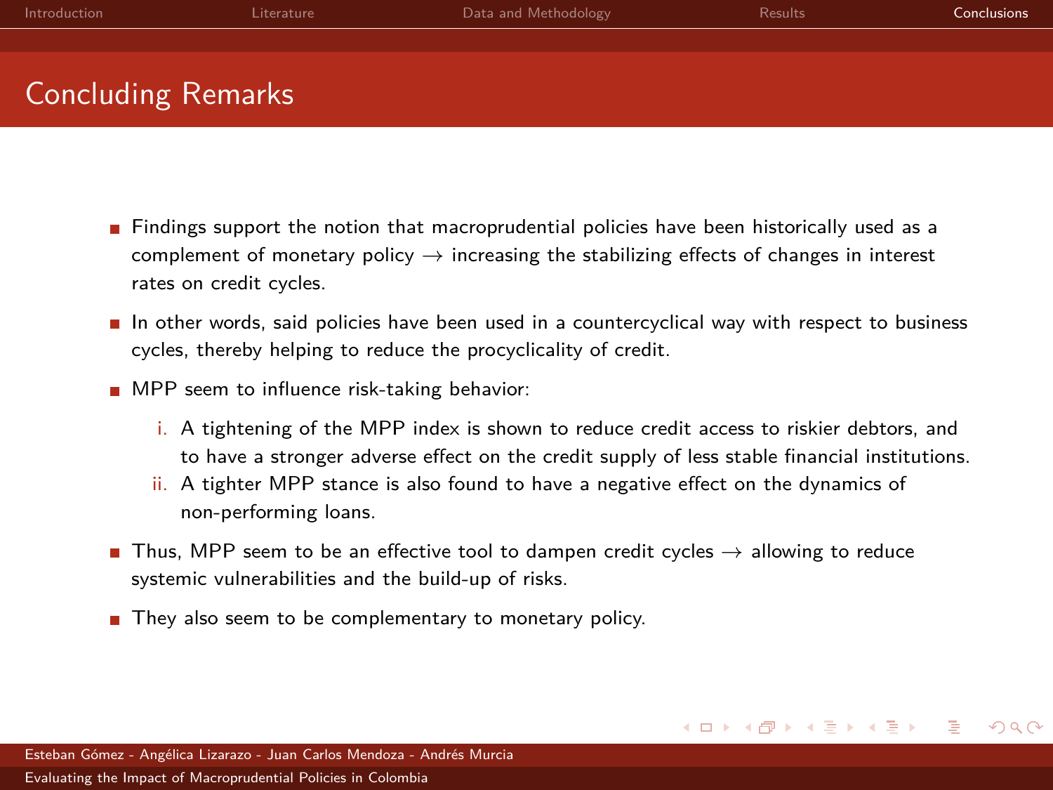# Concluding Remarks

- Findings support the notion that macroprudential policies have been historically used as a complement of monetary policy → increasing the stabilizing effects of changes in interest rates on credit cycles.
- In other words, said policies have been used in a countercyclical way with respect to business cycles, thereby helping to reduce the procyclicality of credit.
- MPP seem to influence risk-taking behavior:
  i. A tightening of the MPP index is shown to reduce credit access to riskier debtors, and to have a stronger adverse effect on the credit supply of less stable financial institutions.
  ii. A tighter MPP stance is also found to have a negative effect on the dynamics of non-performing loans.
- Thus, MPP seem to be an effective tool to dampen credit cycles → allowing to reduce systemic vulnerabilities and the build-up of risks.
- They also seem to be complementary to monetary policy.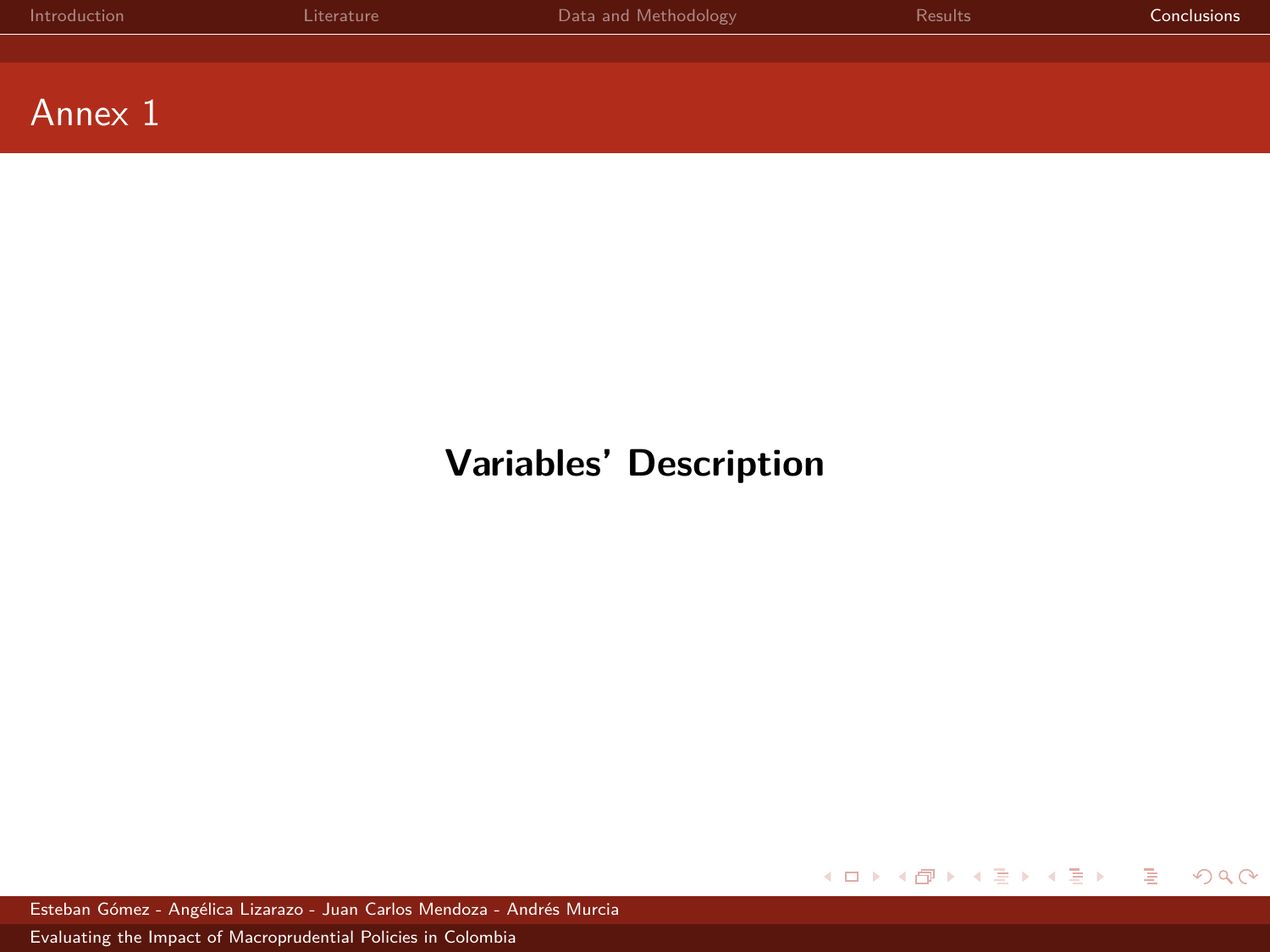## Annex 1

**Variables' Description**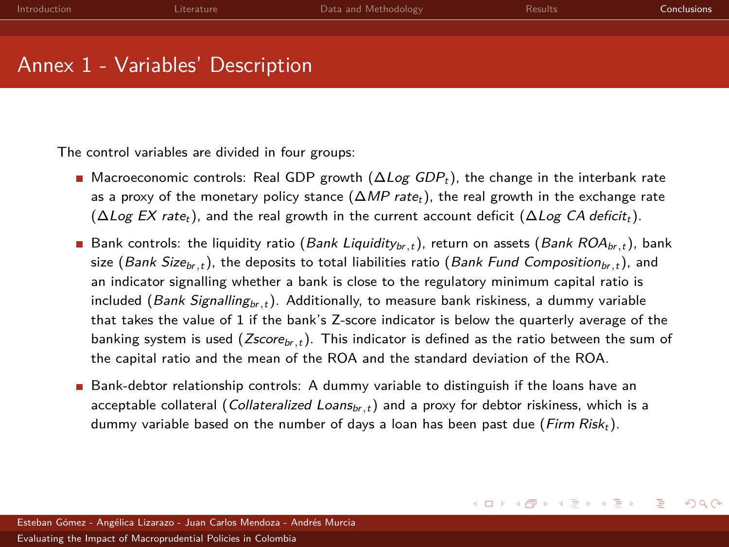# Annex 1 - Variables' Description

The control variables are divided in four groups:

- Macroeconomic controls: Real GDP growth ($\Delta Log\ GDP_t$), the change in the interbank rate as a proxy of the monetary policy stance ($\Delta MP\ rate_t$), the real growth in the exchange rate ($\Delta Log\ EX\ rate_t$), and the real growth in the current account deficit ($\Delta Log\ CA\ deficit_t$).
- Bank controls: the liquidity ratio ($Bank\ Liquidity_{br,t}$), return on assets ($Bank\ ROA_{br,t}$), bank size ($Bank\ Size_{br,t}$), the deposits to total liabilities ratio ($Bank\ Fund\ Composition_{br,t}$), and an indicator signalling whether a bank is close to the regulatory minimum capital ratio is included ($Bank\ Signalling_{br,t}$). Additionally, to measure bank riskiness, a dummy variable that takes the value of 1 if the bank's Z-score indicator is below the quarterly average of the banking system is used ($Zscore_{br,t}$). This indicator is defined as the ratio between the sum of the capital ratio and the mean of the ROA and the standard deviation of the ROA.
- Bank-debtor relationship controls: A dummy variable to distinguish if the loans have an acceptable collateral ($Collateralized\ Loans_{br,t}$) and a proxy for debtor riskiness, which is a dummy variable based on the number of days a loan has been past due ($Firm\ Risk_t$).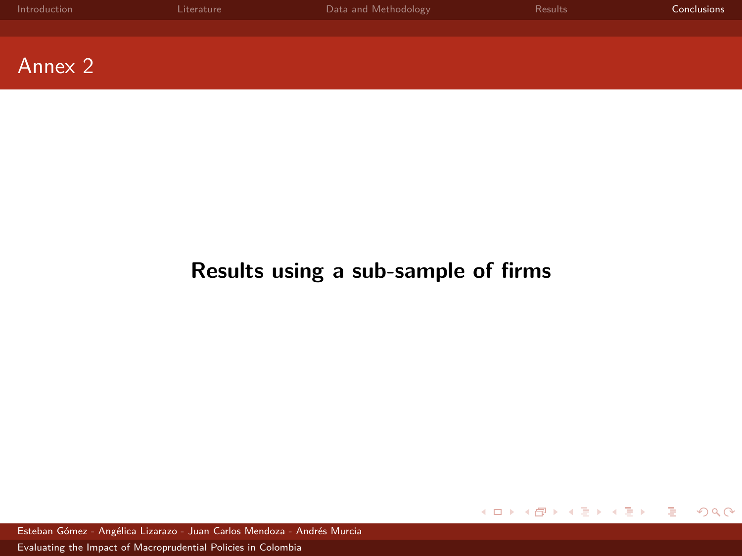# Annex 2

**Results using a sub-sample of firms**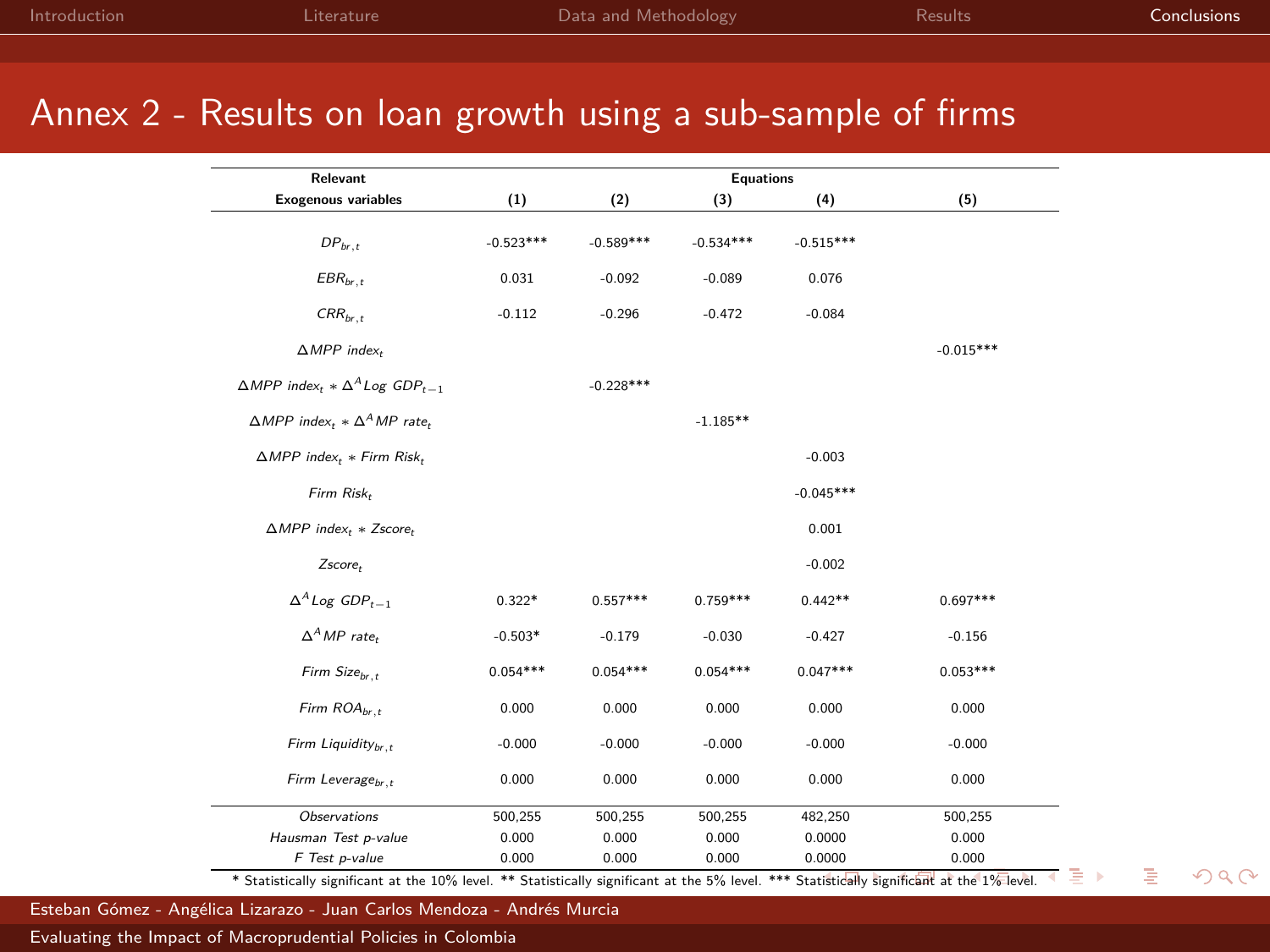# Annex 2 - Results on loan growth using a sub-sample of firms

| Relevant Exogenous variables | Equations (1) | (2) | (3) | (4) | (5) |
|---|---|---|---|---|---|
| $DP_{br,t}$ | -0.523*** | -0.589*** | -0.534*** | -0.515*** | |
| $EBR_{br,t}$ | 0.031 | -0.092 | -0.089 | 0.076 | |
| $CRR_{br,t}$ | -0.112 | -0.296 | -0.472 | -0.084 | |
| $\Delta MPP\ index_t$ | | | | | -0.015*** |
| $\Delta MPP\ index_t * \Delta^A Log\ GDP_{t-1}$ | | -0.228*** | | | |
| $\Delta MPP\ index_t * \Delta^A MP\ rate_t$ | | | -1.185** | | |
| $\Delta MPP\ index_t * Firm\ Risk_t$ | | | | -0.003 | |
| $Firm\ Risk_t$ | | | | -0.045*** | |
| $\Delta MPP\ index_t * Zscore_t$ | | | | 0.001 | |
| $Zscore_t$ | | | | -0.002 | |
| $\Delta^A Log\ GDP_{t-1}$ | 0.322* | 0.557*** | 0.759*** | 0.442** | 0.697*** |
| $\Delta^A MP\ rate_t$ | -0.503* | -0.179 | -0.030 | -0.427 | -0.156 |
| $Firm\ Size_{br,t}$ | 0.054*** | 0.054*** | 0.054*** | 0.047*** | 0.053*** |
| $Firm\ ROA_{br,t}$ | 0.000 | 0.000 | 0.000 | 0.000 | 0.000 |
| $Firm\ Liquidity_{br,t}$ | -0.000 | -0.000 | -0.000 | -0.000 | -0.000 |
| $Firm\ Leverage_{br,t}$ | 0.000 | 0.000 | 0.000 | 0.000 | 0.000 |
| *Observations* | 500,255 | 500,255 | 500,255 | 482,250 | 500,255 |
| *Hausman Test p-value* | 0.000 | 0.000 | 0.000 | 0.0000 | 0.000 |
| *F Test p-value* | 0.000 | 0.000 | 0.000 | 0.0000 | 0.000 |

\* Statistically significant at the 10% level. ** Statistically significant at the 5% level. *** Statistically significant at the 1% level.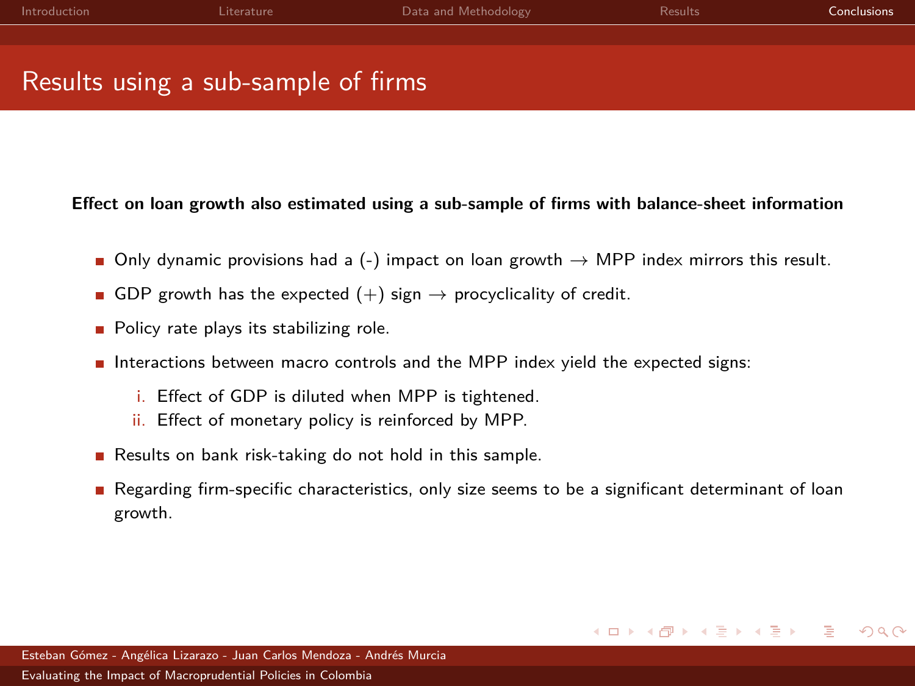# Results using a sub-sample of firms

**Effect on loan growth also estimated using a sub-sample of firms with balance-sheet information**

- Only dynamic provisions had a (-) impact on loan growth → MPP index mirrors this result.
- GDP growth has the expected (+) sign → procyclicality of credit.
- Policy rate plays its stabilizing role.
- Interactions between macro controls and the MPP index yield the expected signs:
  - i. Effect of GDP is diluted when MPP is tightened.
  - ii. Effect of monetary policy is reinforced by MPP.
- Results on bank risk-taking do not hold in this sample.
- Regarding firm-specific characteristics, only size seems to be a significant determinant of loan growth.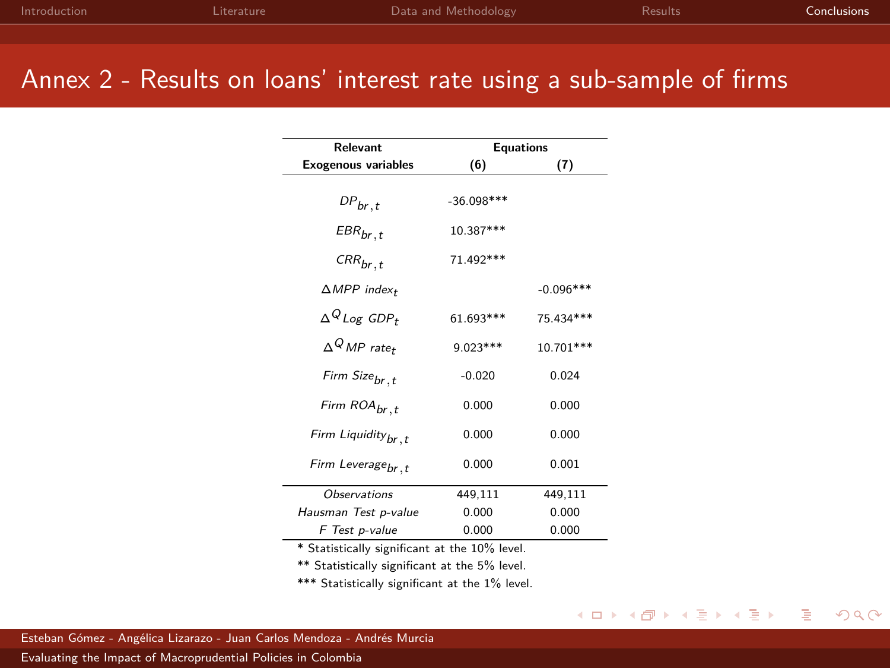# Annex 2 - Results on loans' interest rate using a sub-sample of firms

| Relevant Exogenous variables | Equations (6) | (7) |
|---|---|---|
| $DP_{br,t}$ | -36.098*** | |
| $EBR_{br,t}$ | 10.387*** | |
| $CRR_{br,t}$ | 71.492*** | |
| $\Delta MPP\ index_t$ | | -0.096*** |
| $\Delta^Q Log\ GDP_t$ | 61.693*** | 75.434*** |
| $\Delta^Q MP\ rate_t$ | 9.023*** | 10.701*** |
| $Firm\ Size_{br,t}$ | -0.020 | 0.024 |
| $Firm\ ROA_{br,t}$ | 0.000 | 0.000 |
| $Firm\ Liquidity_{br,t}$ | 0.000 | 0.000 |
| $Firm\ Leverage_{br,t}$ | 0.000 | 0.001 |
| *Observations* | 449,111 | 449,111 |
| *Hausman Test p-value* | 0.000 | 0.000 |
| *F Test p-value* | 0.000 | 0.000 |

* Statistically significant at the 10% level.

** Statistically significant at the 5% level.

*** Statistically significant at the 1% level.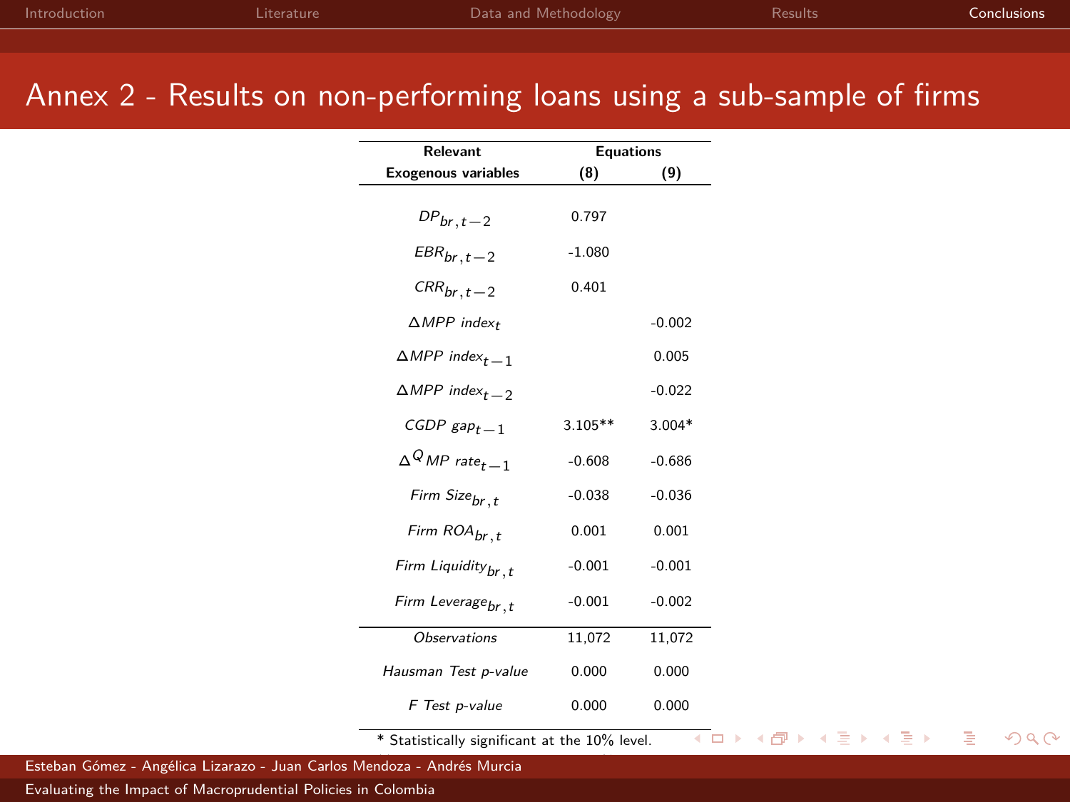# Annex 2 - Results on non-performing loans using a sub-sample of firms

| Relevant Exogenous variables | Equations (8) | Equations (9) |
|---|---|---|
| $DP_{br,t-2}$ | 0.797 | |
| $EBR_{br,t-2}$ | -1.080 | |
| $CRR_{br,t-2}$ | 0.401 | |
| $\Delta MPP\ index_{t}$ | | -0.002 |
| $\Delta MPP\ index_{t-1}$ | | 0.005 |
| $\Delta MPP\ index_{t-2}$ | | -0.022 |
| $CGDP\ gap_{t-1}$ | 3.105** | 3.004* |
| $\Delta^{Q} MP\ rate_{t-1}$ | -0.608 | -0.686 |
| $Firm\ Size_{br,t}$ | -0.038 | -0.036 |
| $Firm\ ROA_{br,t}$ | 0.001 | 0.001 |
| $Firm\ Liquidity_{br,t}$ | -0.001 | -0.001 |
| $Firm\ Leverage_{br,t}$ | -0.001 | -0.002 |
| *Observations* | 11,072 | 11,072 |
| *Hausman Test p-value* | 0.000 | 0.000 |
| *F Test p-value* | 0.000 | 0.000 |

* Statistically significant at the 10% level.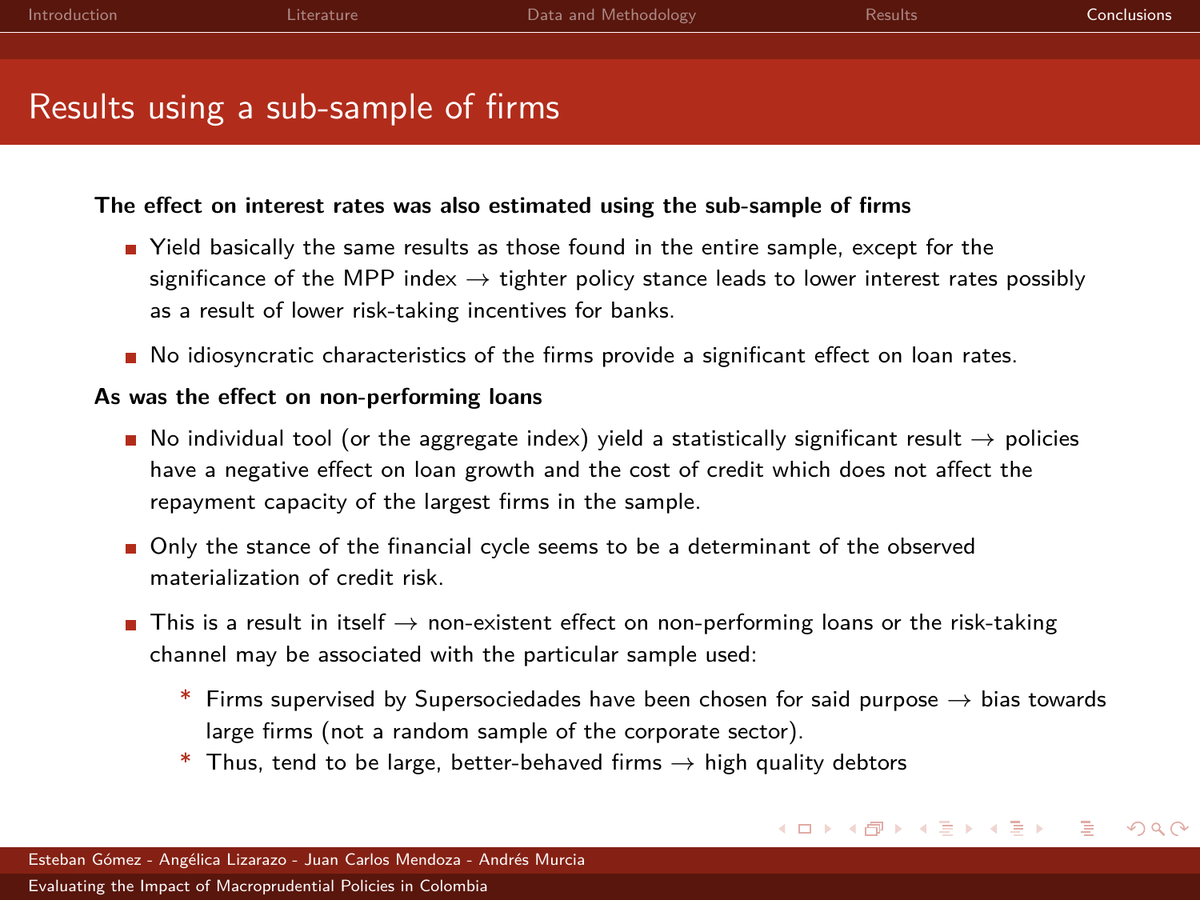# Results using a sub-sample of firms

**The effect on interest rates was also estimated using the sub-sample of firms**

- Yield basically the same results as those found in the entire sample, except for the significance of the MPP index → tighter policy stance leads to lower interest rates possibly as a result of lower risk-taking incentives for banks.
- No idiosyncratic characteristics of the firms provide a significant effect on loan rates.

**As was the effect on non-performing loans**

- No individual tool (or the aggregate index) yield a statistically significant result → policies have a negative effect on loan growth and the cost of credit which does not affect the repayment capacity of the largest firms in the sample.
- Only the stance of the financial cycle seems to be a determinant of the observed materialization of credit risk.
- This is a result in itself → non-existent effect on non-performing loans or the risk-taking channel may be associated with the particular sample used:
  - Firms supervised by Supersociedades have been chosen for said purpose → bias towards large firms (not a random sample of the corporate sector).
  - Thus, tend to be large, better-behaved firms → high quality debtors